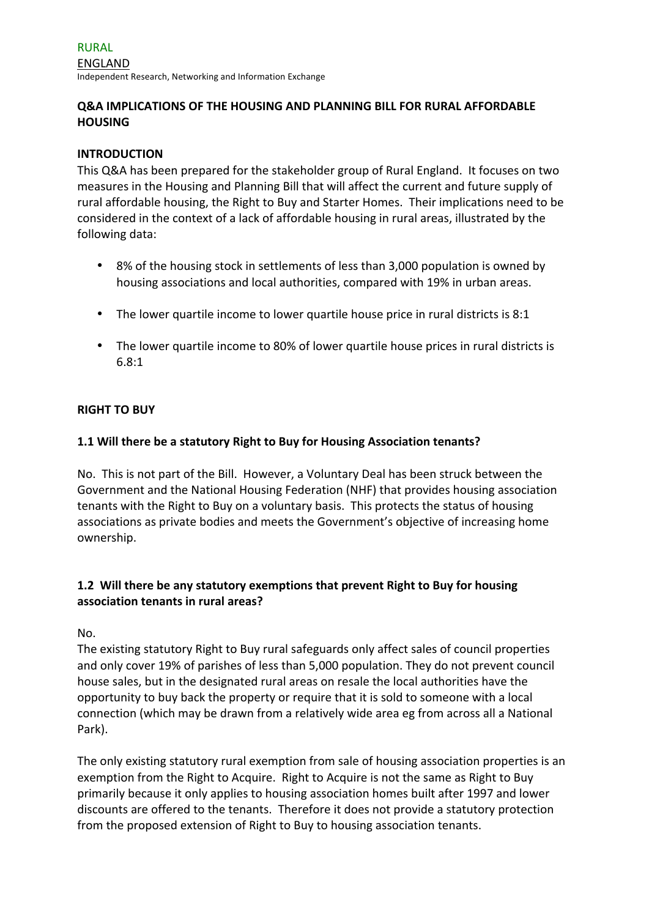RURAL

ENGLAND

Independent Research, Networking and Information Exchange

## Q&A IMPLICATIONS OF THE HOUSING AND PLANNING BILL FOR RURAL AFFORDABLE HOUSING

### INTRODUCTION

This Q&A has been prepared for the stakeholder group of Rural England. It focuses on two measures in the Housing and Planning Bill that will affect the current and future supply of rural affordable housing, the Right to Buy and Starter Homes. Their implications need to be considered in the context of a lack of affordable housing in rural areas, illustrated by the following data:

- 8% of the housing stock in settlements of less than 3,000 population is owned by housing associations and local authorities, compared with 19% in urban areas.
- The lower quartile income to lower quartile house price in rural districts is 8:1
- The lower quartile income to 80% of lower quartile house prices in rural districts is 6.8:1

### RIGHT TO BUY

#### 1.1 Will there be a statutory Right to Buy for Housing Association tenants?

No. This is not part of the Bill. However, a Voluntary Deal has been struck between the Government and the National Housing Federation (NHF) that provides housing association tenants with the Right to Buy on a voluntary basis. This protects the status of housing associations as private bodies and meets the Government's objective of increasing home ownership.

#### 1.2 Will there be any statutory exemptions that prevent Right to Buy for housing association tenants in rural areas?

No.

The existing statutory Right to Buy rural safeguards only affect sales of council properties and only cover 19% of parishes of less than 5,000 population. They do not prevent council house sales, but in the designated rural areas on resale the local authorities have the opportunity to buy back the property or require that it is sold to someone with a local connection (which may be drawn from a relatively wide area eg from across all a National Park).

The only existing statutory rural exemption from sale of housing association properties is an exemption from the Right to Acquire. Right to Acquire is not the same as Right to Buy primarily because it only applies to housing association homes built after 1997 and lower discounts are offered to the tenants. Therefore it does not provide a statutory protection from the proposed extension of Right to Buy to housing association tenants.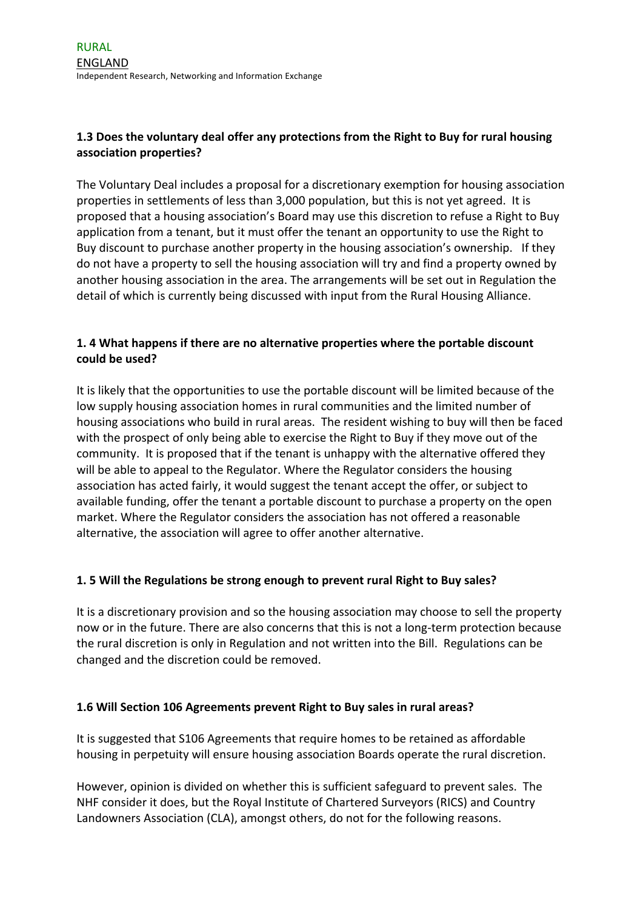### 1.3 Does the voluntary deal offer any protections from the Right to Buy for rural housing association properties?

The Voluntary Deal includes a proposal for a discretionary exemption for housing association properties in settlements of less than 3,000 population, but this is not yet agreed. It is proposed that a housing association's Board may use this discretion to refuse a Right to Buy application from a tenant, but it must offer the tenant an opportunity to use the Right to Buy discount to purchase another property in the housing association's ownership. If they do not have a property to sell the housing association will try and find a property owned by another housing association in the area. The arrangements will be set out in Regulation the detail of which is currently being discussed with input from the Rural Housing Alliance.

### 1. 4 What happens if there are no alternative properties where the portable discount could be used?

It is likely that the opportunities to use the portable discount will be limited because of the low supply housing association homes in rural communities and the limited number of housing associations who build in rural areas. The resident wishing to buy will then be faced with the prospect of only being able to exercise the Right to Buy if they move out of the community. It is proposed that if the tenant is unhappy with the alternative offered they will be able to appeal to the Regulator. Where the Regulator considers the housing association has acted fairly, it would suggest the tenant accept the offer, or subject to available funding, offer the tenant a portable discount to purchase a property on the open market. Where the Regulator considers the association has not offered a reasonable alternative, the association will agree to offer another alternative.

### 1. 5 Will the Regulations be strong enough to prevent rural Right to Buy sales?

It is a discretionary provision and so the housing association may choose to sell the property now or in the future. There are also concerns that this is not a long-term protection because the rural discretion is only in Regulation and not written into the Bill. Regulations can be changed and the discretion could be removed.

### 1.6 Will Section 106 Agreements prevent Right to Buy sales in rural areas?

It is suggested that S106 Agreements that require homes to be retained as affordable housing in perpetuity will ensure housing association Boards operate the rural discretion.

However, opinion is divided on whether this is sufficient safeguard to prevent sales. The NHF consider it does, but the Royal Institute of Chartered Surveyors (RICS) and Country Landowners Association (CLA), amongst others, do not for the following reasons.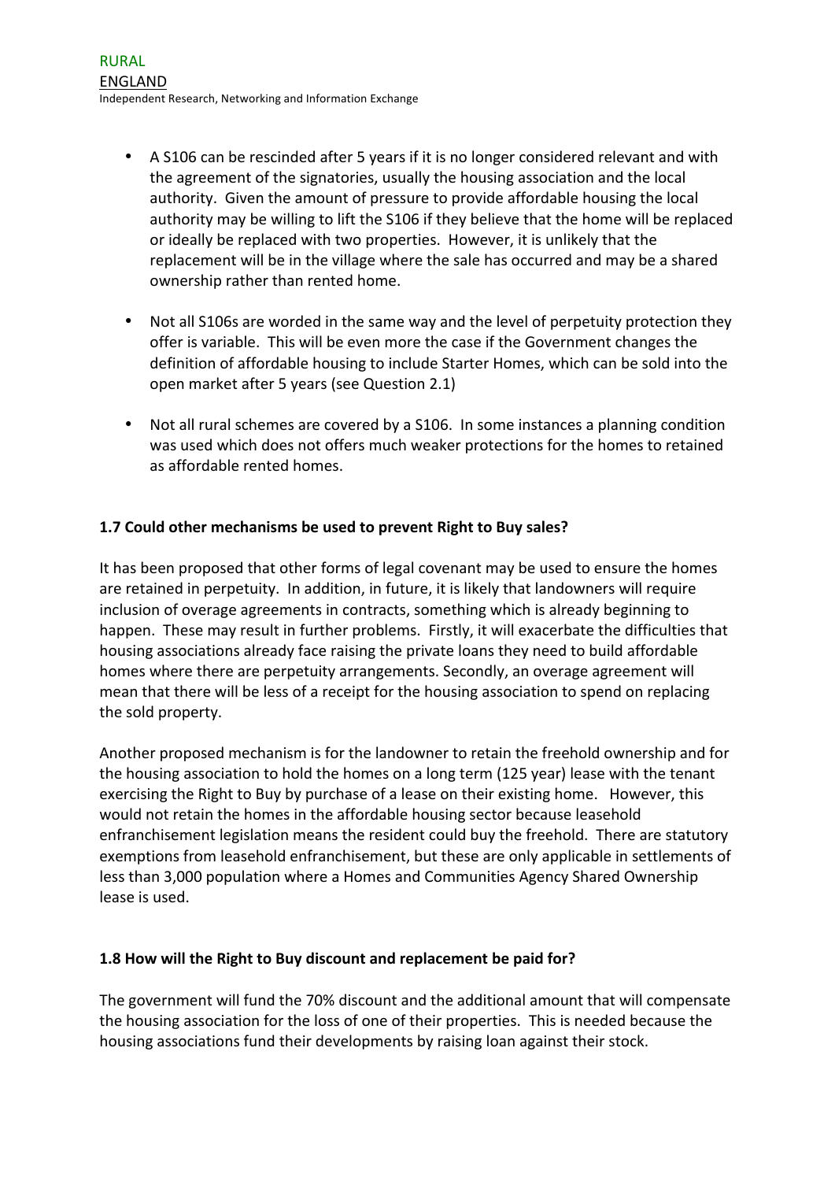- A S106 can be rescinded after 5 years if it is no longer considered relevant and with the agreement of the signatories, usually the housing association and the local authority. Given the amount of pressure to provide affordable housing the local authority may be willing to lift the S106 if they believe that the home will be replaced or ideally be replaced with two properties. However, it is unlikely that the replacement will be in the village where the sale has occurred and may be a shared ownership rather than rented home.

- Not all S106s are worded in the same way and the level of perpetuity protection they offer is variable. This will be even more the case if the Government changes the definition of affordable housing to include Starter Homes, which can be sold into the open market after 5 years (see Question 2.1)

- Not all rural schemes are covered by a S106. In some instances a planning condition was used which does not offers much weaker protections for the homes to retained as affordable rented homes.

**1.7 Could other mechanisms be used to prevent Right to Buy sales?**

It has been proposed that other forms of legal covenant may be used to ensure the homes are retained in perpetuity. In addition, in future, it is likely that landowners will require inclusion of overage agreements in contracts, something which is already beginning to happen. These may result in further problems. Firstly, it will exacerbate the difficulties that housing associations already face raising the private loans they need to build affordable homes where there are perpetuity arrangements. Secondly, an overage agreement will mean that there will be less of a receipt for the housing association to spend on replacing the sold property.

Another proposed mechanism is for the landowner to retain the freehold ownership and for the housing association to hold the homes on a long term (125 year) lease with the tenant exercising the Right to Buy by purchase of a lease on their existing home. However, this would not retain the homes in the affordable housing sector because leasehold enfranchisement legislation means the resident could buy the freehold. There are statutory exemptions from leasehold enfranchisement, but these are only applicable in settlements of less than 3,000 population where a Homes and Communities Agency Shared Ownership lease is used.

**1.8 How will the Right to Buy discount and replacement be paid for?**

The government will fund the 70% discount and the additional amount that will compensate the housing association for the loss of one of their properties. This is needed because the housing associations fund their developments by raising loan against their stock.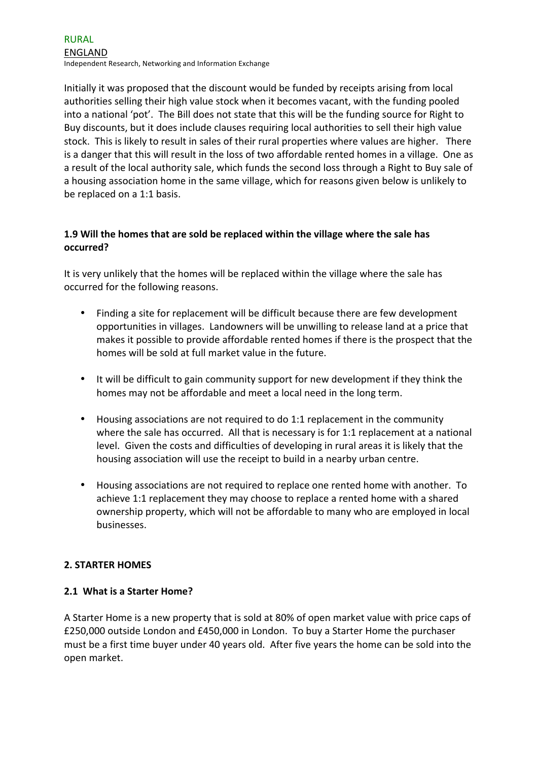Initially it was proposed that the discount would be funded by receipts arising from local authorities selling their high value stock when it becomes vacant, with the funding pooled into a national 'pot'. The Bill does not state that this will be the funding source for Right to Buy discounts, but it does include clauses requiring local authorities to sell their high value stock. This is likely to result in sales of their rural properties where values are higher. There is a danger that this will result in the loss of two affordable rented homes in a village. One as a result of the local authority sale, which funds the second loss through a Right to Buy sale of a housing association home in the same village, which for reasons given below is unlikely to be replaced on a 1:1 basis.

### 1.9 Will the homes that are sold be replaced within the village where the sale has occurred?

It is very unlikely that the homes will be replaced within the village where the sale has occurred for the following reasons.

- Finding a site for replacement will be difficult because there are few development opportunities in villages. Landowners will be unwilling to release land at a price that makes it possible to provide affordable rented homes if there is the prospect that the homes will be sold at full market value in the future.

- It will be difficult to gain community support for new development if they think the homes may not be affordable and meet a local need in the long term.

- Housing associations are not required to do 1:1 replacement in the community where the sale has occurred. All that is necessary is for 1:1 replacement at a national level. Given the costs and difficulties of developing in rural areas it is likely that the housing association will use the receipt to build in a nearby urban centre.

- Housing associations are not required to replace one rented home with another. To achieve 1:1 replacement they may choose to replace a rented home with a shared ownership property, which will not be affordable to many who are employed in local businesses.

## 2. STARTER HOMES

### 2.1 What is a Starter Home?

A Starter Home is a new property that is sold at 80% of open market value with price caps of £250,000 outside London and £450,000 in London. To buy a Starter Home the purchaser must be a first time buyer under 40 years old. After five years the home can be sold into the open market.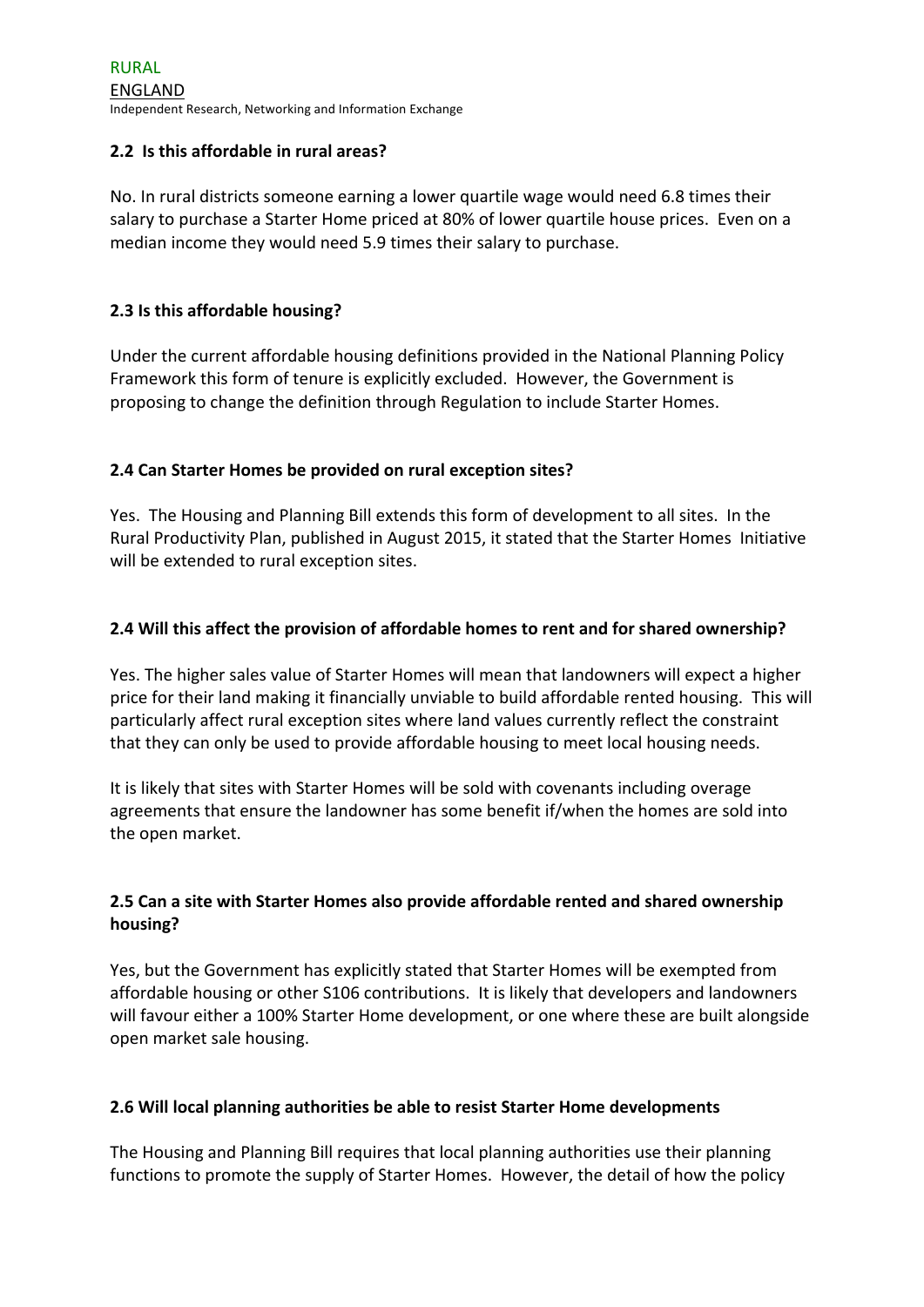### 2.2 Is this affordable in rural areas?

No. In rural districts someone earning a lower quartile wage would need 6.8 times their salary to purchase a Starter Home priced at 80% of lower quartile house prices. Even on a median income they would need 5.9 times their salary to purchase.

### 2.3 Is this affordable housing?

Under the current affordable housing definitions provided in the National Planning Policy Framework this form of tenure is explicitly excluded. However, the Government is proposing to change the definition through Regulation to include Starter Homes.

### 2.4 Can Starter Homes be provided on rural exception sites?

Yes. The Housing and Planning Bill extends this form of development to all sites. In the Rural Productivity Plan, published in August 2015, it stated that the Starter Homes Initiative will be extended to rural exception sites.

### 2.4 Will this affect the provision of affordable homes to rent and for shared ownership?

Yes. The higher sales value of Starter Homes will mean that landowners will expect a higher price for their land making it financially unviable to build affordable rented housing. This will particularly affect rural exception sites where land values currently reflect the constraint that they can only be used to provide affordable housing to meet local housing needs.

It is likely that sites with Starter Homes will be sold with covenants including overage agreements that ensure the landowner has some benefit if/when the homes are sold into the open market.

### 2.5 Can a site with Starter Homes also provide affordable rented and shared ownership housing?

Yes, but the Government has explicitly stated that Starter Homes will be exempted from affordable housing or other S106 contributions. It is likely that developers and landowners will favour either a 100% Starter Home development, or one where these are built alongside open market sale housing.

### 2.6 Will local planning authorities be able to resist Starter Home developments

The Housing and Planning Bill requires that local planning authorities use their planning functions to promote the supply of Starter Homes. However, the detail of how the policy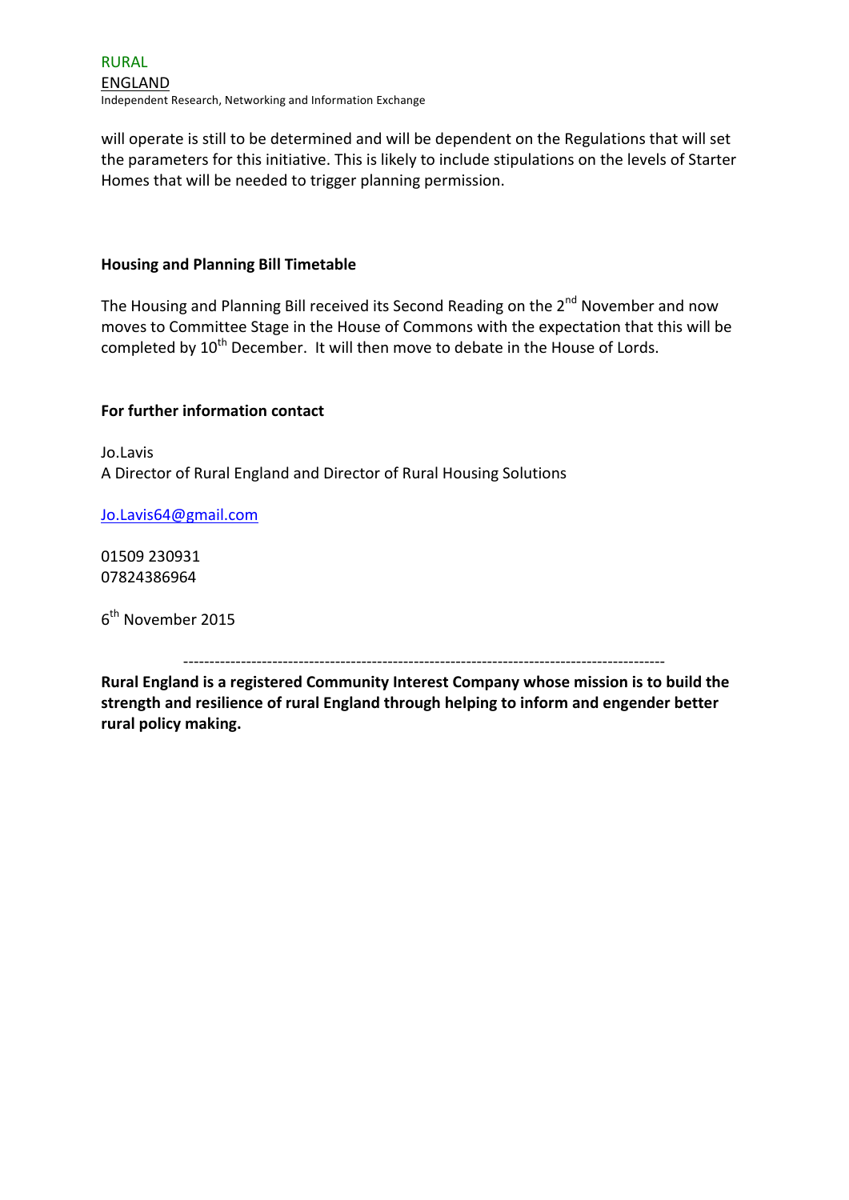will operate is still to be determined and will be dependent on the Regulations that will set the parameters for this initiative. This is likely to include stipulations on the levels of Starter Homes that will be needed to trigger planning permission.

**Housing and Planning Bill Timetable**

The Housing and Planning Bill received its Second Reading on the 2nd November and now moves to Committee Stage in the House of Commons with the expectation that this will be completed by 10th December. It will then move to debate in the House of Lords.

**For further information contact**

Jo.Lavis
A Director of Rural England and Director of Rural Housing Solutions

Jo.Lavis64@gmail.com

01509 230931
07824386964

6th November 2015

---

**Rural England is a registered Community Interest Company whose mission is to build the strength and resilience of rural England through helping to inform and engender better rural policy making.**